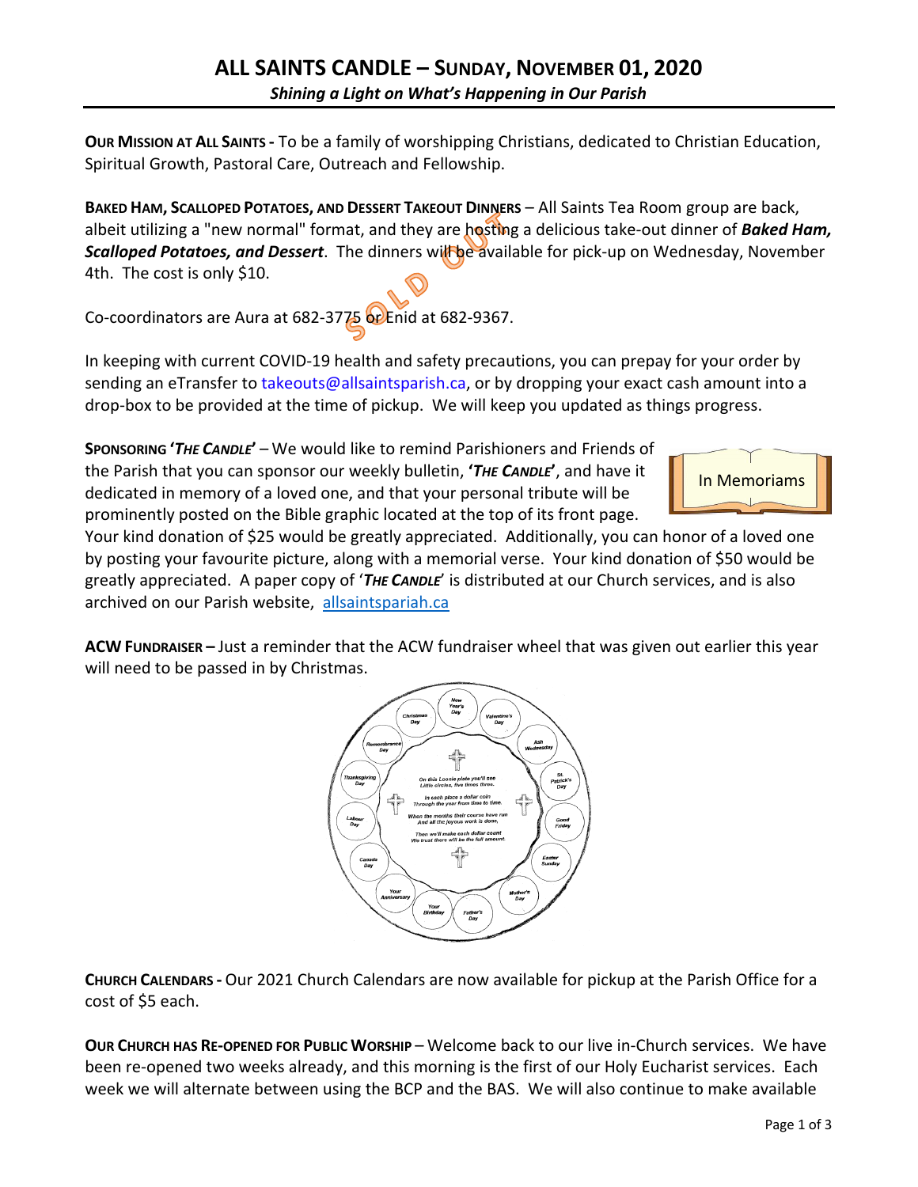# ALL SAINTS CANDLE – SUNDAY, NOVEMBER 01, 2020

*Shining a Light on What's Happening in Our Parish*

**OUR MISSION AT ALL SAINTS -** To be a family of worshipping Christians, dedicated to Christian Education, Spiritual Growth, Pastoral Care, Outreach and Fellowship.

**BAKED HAM, SCALLOPED POTATOES, AND DESSERT TAKEOUT DINNERS** – All Saints Tea Room group are back, albeit utilizing a "new normal" format, and they are hosting a delicious take-out dinner of ***Baked Ham, Scalloped Potatoes, and Dessert***. The dinners will be available for pick-up on Wednesday, November 4th. The cost is only $10.

SOLD OUT

Co-coordinators are Aura at 682-3775 or Enid at 682-9367.

In keeping with current COVID-19 health and safety precautions, you can prepay for your order by sending an eTransfer to takeouts@allsaintsparish.ca, or by dropping your exact cash amount into a drop-box to be provided at the time of pickup. We will keep you updated as things progress.

**SPONSORING '*THE CANDLE*'** – We would like to remind Parishioners and Friends of the Parish that you can sponsor our weekly bulletin, **'*THE CANDLE*'**, and have it dedicated in memory of a loved one, and that your personal tribute will be prominently posted on the Bible graphic located at the top of its front page. Your kind donation of $25 would be greatly appreciated. Additionally, you can honor of a loved one by posting your favourite picture, along with a memorial verse. Your kind donation of $50 would be greatly appreciated. A paper copy of '***THE CANDLE***' is distributed at our Church services, and is also archived on our Parish website, allsaintspariah.ca

In Memoriams

**ACW FUNDRAISER –** Just a reminder that the ACW fundraiser wheel that was given out earlier this year will need to be passed in by Christmas.

New Year's Day, Valentine's Day, Ash Wednesday, St. Patrick's Day, Good Friday, Easter Sunday, Mother's Day, Father's Day, Your Birthday, Your Anniversary, Canada Day, Labour Day, Thanksgiving Day, Remembrance Day, Christmas Day

On this Loonie plate you'll see
Little circles, five times three.
In each place a dollar coin
Through the year from time to time.
When the months their course have run
And all the joyous work is done,
Then we'll make each dollar count
We trust there will be the full amount.

**CHURCH CALENDARS -** Our 2021 Church Calendars are now available for pickup at the Parish Office for a cost of $5 each.

**OUR CHURCH HAS RE-OPENED FOR PUBLIC WORSHIP** – Welcome back to our live in-Church services. We have been re-opened two weeks already, and this morning is the first of our Holy Eucharist services. Each week we will alternate between using the BCP and the BAS. We will also continue to make available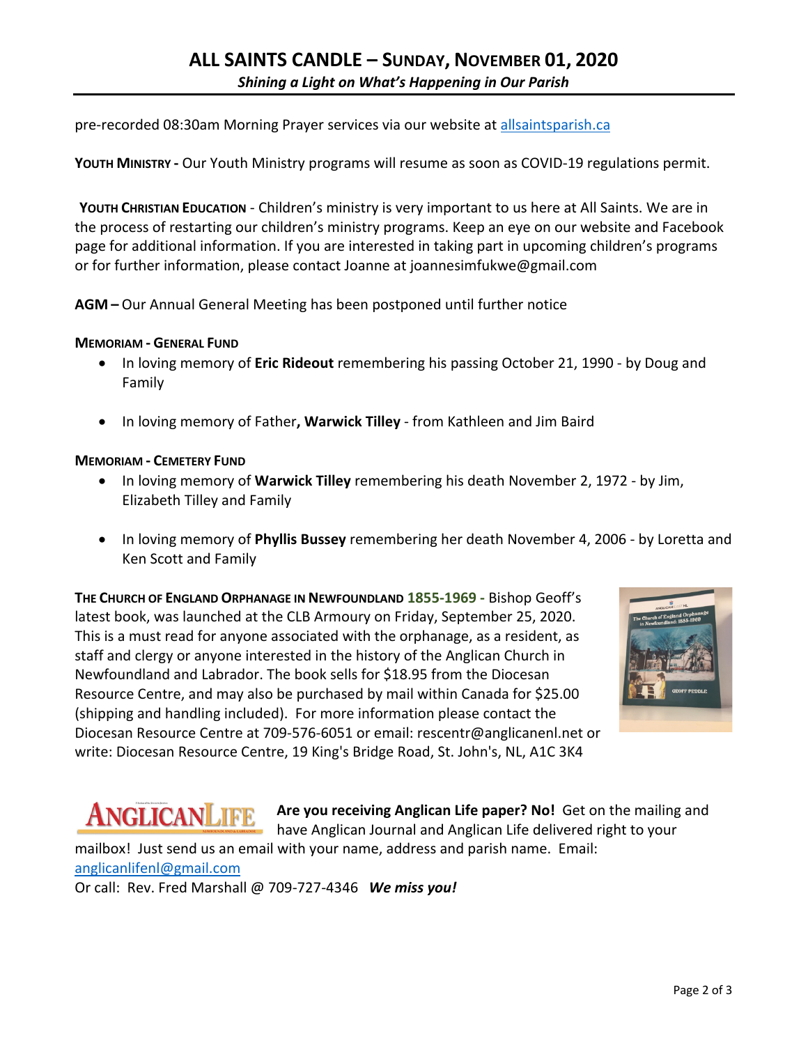pre-recorded 08:30am Morning Prayer services via our website at allsaintsparish.ca

**YOUTH MINISTRY -** Our Youth Ministry programs will resume as soon as COVID-19 regulations permit.

**YOUTH CHRISTIAN EDUCATION** - Children's ministry is very important to us here at All Saints. We are in the process of restarting our children's ministry programs. Keep an eye on our website and Facebook page for additional information. If you are interested in taking part in upcoming children's programs or for further information, please contact Joanne at joannesimfukwe@gmail.com

**AGM –** Our Annual General Meeting has been postponed until further notice

**MEMORIAM - GENERAL FUND**

- In loving memory of **Eric Rideout** remembering his passing October 21, 1990 - by Doug and Family
- In loving memory of Father**, Warwick Tilley** - from Kathleen and Jim Baird

**MEMORIAM - CEMETERY FUND**

- In loving memory of **Warwick Tilley** remembering his death November 2, 1972 - by Jim, Elizabeth Tilley and Family
- In loving memory of **Phyllis Bussey** remembering her death November 4, 2006 - by Loretta and Ken Scott and Family

**THE CHURCH OF ENGLAND ORPHANAGE IN NEWFOUNDLAND 1855-1969 -** Bishop Geoff's latest book, was launched at the CLB Armoury on Friday, September 25, 2020. This is a must read for anyone associated with the orphanage, as a resident, as staff and clergy or anyone interested in the history of the Anglican Church in Newfoundland and Labrador. The book sells for $18.95 from the Diocesan Resource Centre, and may also be purchased by mail within Canada for $25.00 (shipping and handling included). For more information please contact the Diocesan Resource Centre at 709-576-6051 or email: rescentr@anglicanenl.net or write: Diocesan Resource Centre, 19 King's Bridge Road, St. John's, NL, A1C 3K4

**Are you receiving Anglican Life paper? No!** Get on the mailing and have Anglican Journal and Anglican Life delivered right to your mailbox! Just send us an email with your name, address and parish name. Email: anglicanlifenl@gmail.com
Or call: Rev. Fred Marshall @ 709-727-4346 ***We miss you!***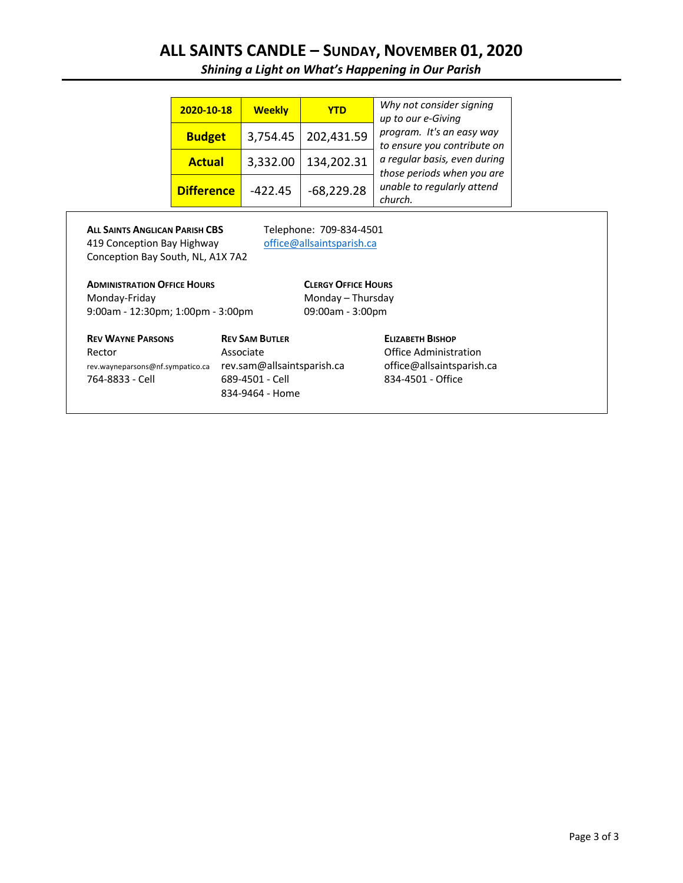# ALL SAINTS CANDLE – SUNDAY, NOVEMBER 01, 2020

***Shining a Light on What's Happening in Our Parish***

| 2020-10-18 | Weekly | YTD |
|---|---|---|
| **Budget** | 3,754.45 | 202,431.59 |
| **Actual** | 3,332.00 | 134,202.31 |
| **Difference** | -422.45 | -68,229.28 |

*Why not consider signing up to our e-Giving program. It's an easy way to ensure you contribute on a regular basis, even during those periods when you are unable to regularly attend church.*

**ALL SAINTS ANGLICAN PARISH CBS**
419 Conception Bay Highway
Conception Bay South, NL, A1X 7A2

Telephone: 709-834-4501
office@allsaintsparish.ca

**ADMINISTRATION OFFICE HOURS**
Monday-Friday
9:00am - 12:30pm; 1:00pm - 3:00pm

**CLERGY OFFICE HOURS**
Monday – Thursday
09:00am - 3:00pm

**REV WAYNE PARSONS**
Rector
rev.wayneparsons@nf.sympatico.ca
764-8833 - Cell

**REV SAM BUTLER**
Associate
rev.sam@allsaintsparish.ca
689-4501 - Cell
834-9464 - Home

**ELIZABETH BISHOP**
Office Administration
office@allsaintsparish.ca
834-4501 - Office